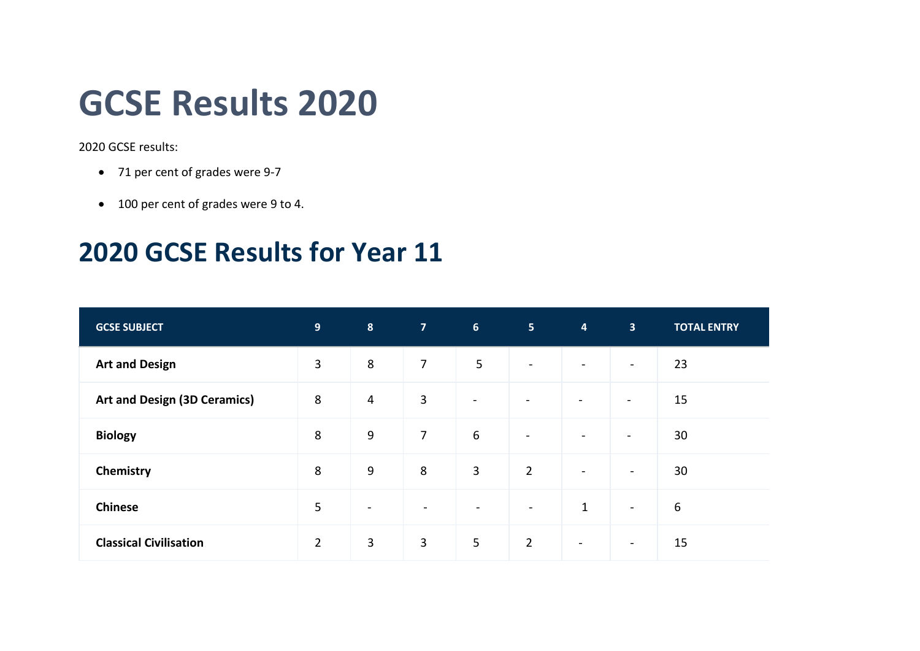# GCSE Results 2020

2020 GCSE results:

- 71 per cent of grades were 9-7
- 100 per cent of grades were 9 to 4.

## 2020 GCSE Results for Year 11

| GCSE SUBJECT | 9 | 8 | 7 | 6 | 5 | 4 | 3 | TOTAL ENTRY |
|---|---|---|---|---|---|---|---|---|
| **Art and Design** | 3 | 8 | 7 | 5 | - | - | - | 23 |
| **Art and Design (3D Ceramics)** | 8 | 4 | 3 | - | - | - | - | 15 |
| **Biology** | 8 | 9 | 7 | 6 | - | - | - | 30 |
| **Chemistry** | 8 | 9 | 8 | 3 | 2 | - | - | 30 |
| **Chinese** | 5 | - | - | - | - | 1 | - | 6 |
| **Classical Civilisation** | 2 | 3 | 3 | 5 | 2 | - | - | 15 |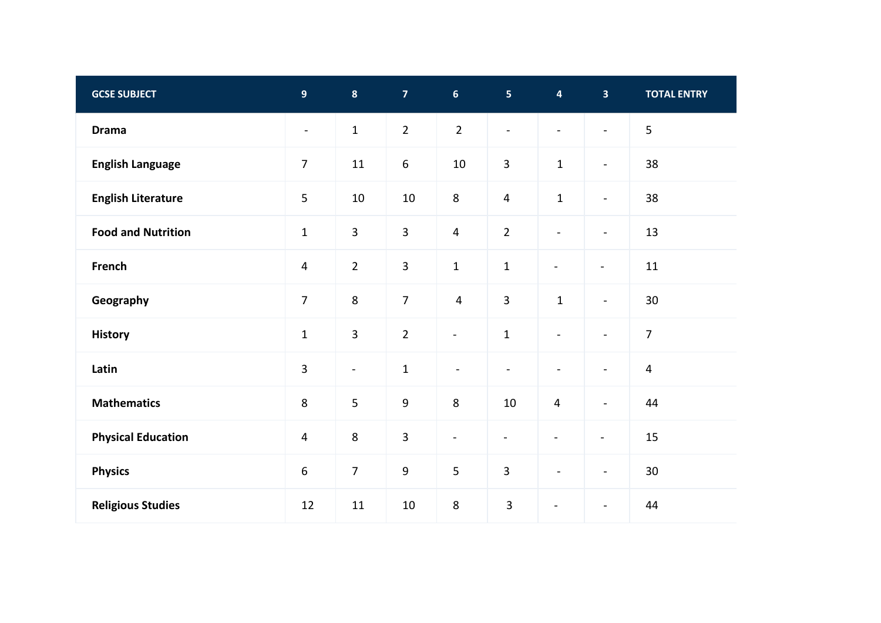| GCSE SUBJECT | 9 | 8 | 7 | 6 | 5 | 4 | 3 | TOTAL ENTRY |
|---|---|---|---|---|---|---|---|---|
| **Drama** | - | 1 | 2 | 2 | - | - | - | 5 |
| **English Language** | 7 | 11 | 6 | 10 | 3 | 1 | - | 38 |
| **English Literature** | 5 | 10 | 10 | 8 | 4 | 1 | - | 38 |
| **Food and Nutrition** | 1 | 3 | 3 | 4 | 2 | - | - | 13 |
| **French** | 4 | 2 | 3 | 1 | 1 | - | - | 11 |
| **Geography** | 7 | 8 | 7 | 4 | 3 | 1 | - | 30 |
| **History** | 1 | 3 | 2 | - | 1 | - | - | 7 |
| **Latin** | 3 | - | 1 | - | - | - | - | 4 |
| **Mathematics** | 8 | 5 | 9 | 8 | 10 | 4 | - | 44 |
| **Physical Education** | 4 | 8 | 3 | - | - | - | - | 15 |
| **Physics** | 6 | 7 | 9 | 5 | 3 | - | - | 30 |
| **Religious Studies** | 12 | 11 | 10 | 8 | 3 | - | - | 44 |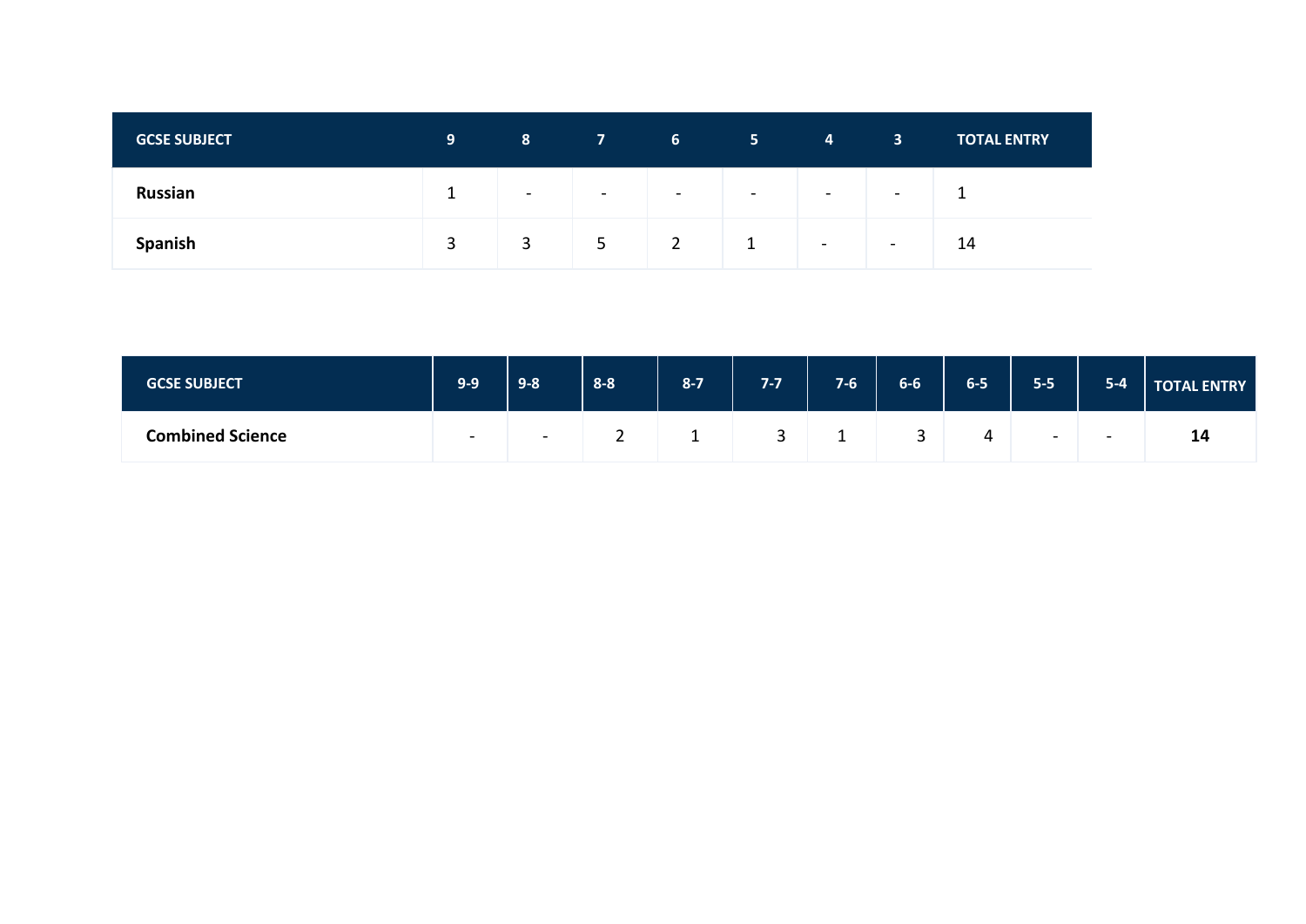| GCSE SUBJECT | 9 | 8 | 7 | 6 | 5 | 4 | 3 | TOTAL ENTRY |
|---|---|---|---|---|---|---|---|---|
| **Russian** | 1 | - | - | - | - | - | - | 1 |
| **Spanish** | 3 | 3 | 5 | 2 | 1 | - | - | 14 |

| GCSE SUBJECT | 9-9 | 9-8 | 8-8 | 8-7 | 7-7 | 7-6 | 6-6 | 6-5 | 5-5 | 5-4 | TOTAL ENTRY |
|---|---|---|---|---|---|---|---|---|---|---|---|
| **Combined Science** | - | - | 2 | 1 | 3 | 1 | 3 | 4 | - | - | **14** |